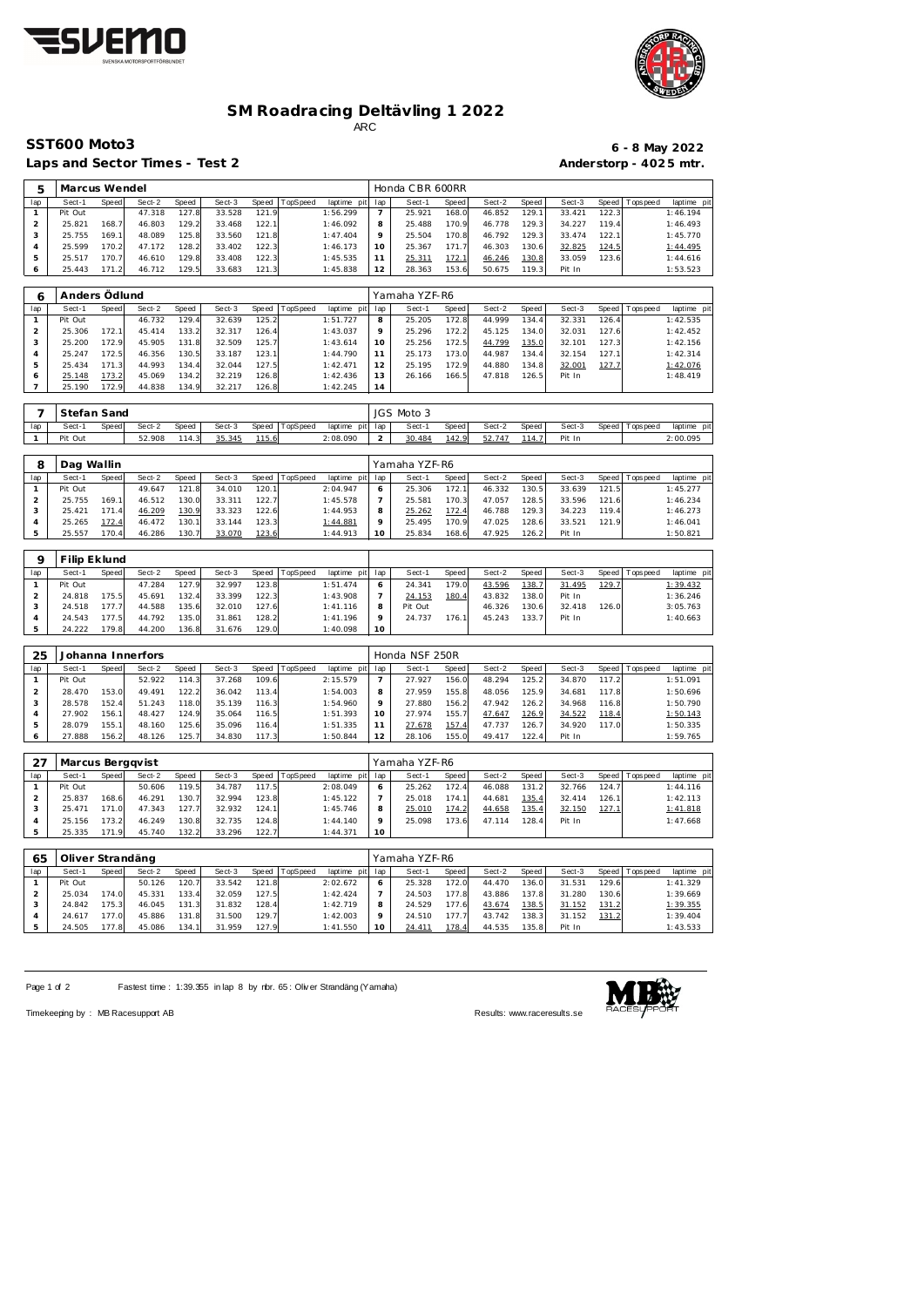# SM Roadracing Deltävling 1 2022

ARC

## SST600 Moto3

**6 - 8 May 2022**

**Laps and Sector Times - Test 2**

**Anderstorp - 4025 mtr.**

| 5 | Marcus Wendel | | | | | | | | | Honda CBR 600RR | | | | | | | |
|---|---|---|---|---|---|---|---|---|---|---|---|---|---|---|---|---|---|
| lap | Sect-1 | Speed | Sect-2 | Speed | Sect-3 | Speed | TopSpeed | laptime pit | lap | Sect-1 | Speed | Sect-2 | Speed | Sect-3 | Speed | Topspeed | laptime pit |
| 1 | Pit Out | | 47.318 | 127.8 | 33.528 | 121.9 | | 1:56.299 | 7 | 25.921 | 168.0 | 46.852 | 129.1 | 33.421 | 122.3 | | 1:46.194 |
| 2 | 25.821 | 168.7 | 46.803 | 129.2 | 33.468 | 122.1 | | 1:46.092 | 8 | 25.488 | 170.9 | 46.778 | 129.3 | 34.227 | 119.4 | | 1:46.493 |
| 3 | 25.755 | 169.1 | 48.089 | 125.8 | 33.560 | 121.8 | | 1:47.404 | 9 | 25.504 | 170.8 | 46.792 | 129.3 | 33.474 | 122.1 | | 1:45.770 |
| 4 | 25.599 | 170.2 | 47.172 | 128.2 | 33.402 | 122.3 | | 1:46.173 | 10 | 25.367 | 171.7 | 46.303 | 130.6 | 32.825 | 124.5 | | 1:44.495 |
| 5 | 25.517 | 170.7 | 46.610 | 129.8 | 33.408 | 122.3 | | 1:45.535 | 11 | 25.311 | 172.1 | 46.246 | 130.8 | 33.059 | 123.6 | | 1:44.616 |
| 6 | 25.443 | 171.2 | 46.712 | 129.5 | 33.683 | 121.3 | | 1:45.838 | 12 | 28.363 | 153.6 | 50.675 | 119.3 | Pit In | | | 1:53.523 |

| 6 | Anders Ödlund | | | | | | | | | Yamaha YZF-R6 | | | | | | | |
|---|---|---|---|---|---|---|---|---|---|---|---|---|---|---|---|---|---|
| lap | Sect-1 | Speed | Sect-2 | Speed | Sect-3 | Speed | TopSpeed | laptime pit | lap | Sect-1 | Speed | Sect-2 | Speed | Sect-3 | Speed | Topspeed | laptime pit |
| 1 | Pit Out | | 46.732 | 129.4 | 32.639 | 125.2 | | 1:51.727 | 8 | 25.205 | 172.8 | 44.999 | 134.4 | 32.331 | 126.4 | | 1:42.535 |
| 2 | 25.306 | 172.1 | 45.414 | 133.2 | 32.317 | 126.4 | | 1:43.037 | 9 | 25.296 | 172.2 | 45.125 | 134.0 | 32.031 | 127.6 | | 1:42.452 |
| 3 | 25.200 | 172.9 | 45.905 | 131.8 | 32.509 | 125.7 | | 1:43.614 | 10 | 25.256 | 172.5 | 44.799 | 135.0 | 32.101 | 127.3 | | 1:42.156 |
| 4 | 25.247 | 172.5 | 46.356 | 130.5 | 33.187 | 123.1 | | 1:44.790 | 11 | 25.173 | 173.0 | 44.987 | 134.4 | 32.154 | 127.1 | | 1:42.314 |
| 5 | 25.434 | 171.3 | 44.993 | 134.4 | 32.044 | 127.5 | | 1:42.471 | 12 | 25.195 | 172.9 | 44.880 | 134.8 | 32.001 | 127.7 | | 1:42.076 |
| 6 | 25.148 | 173.2 | 45.069 | 134.2 | 32.219 | 126.8 | | 1:42.436 | 13 | 26.166 | 166.5 | 47.818 | 126.5 | Pit In | | | 1:48.419 |
| 7 | 25.190 | 172.9 | 44.838 | 134.9 | 32.217 | 126.8 | | 1:42.245 | 14 | | | | | | | | |

| 7 | Stefan Sand | | | | | | | | | JGS Moto 3 | | | | | | | |
|---|---|---|---|---|---|---|---|---|---|---|---|---|---|---|---|---|---|
| lap | Sect-1 | Speed | Sect-2 | Speed | Sect-3 | Speed | TopSpeed | laptime pit | lap | Sect-1 | Speed | Sect-2 | Speed | Sect-3 | Speed | Topspeed | laptime pit |
| 1 | Pit Out | | 52.908 | 114.3 | 35.345 | 115.6 | | 2:08.090 | 2 | 30.484 | 142.9 | 52.747 | 114.7 | Pit In | | | 2:00.095 |

| 8 | Dag Wallin | | | | | | | | | Yamaha YZF-R6 | | | | | | | |
|---|---|---|---|---|---|---|---|---|---|---|---|---|---|---|---|---|---|
| lap | Sect-1 | Speed | Sect-2 | Speed | Sect-3 | Speed | TopSpeed | laptime pit | lap | Sect-1 | Speed | Sect-2 | Speed | Sect-3 | Speed | Topspeed | laptime pit |
| 1 | Pit Out | | 49.647 | 121.8 | 34.010 | 120.1 | | 2:04.947 | 6 | 25.306 | 172.1 | 46.332 | 130.5 | 33.639 | 121.5 | | 1:45.277 |
| 2 | 25.755 | 169.1 | 46.512 | 130.0 | 33.311 | 122.7 | | 1:45.578 | 7 | 25.581 | 170.3 | 47.057 | 128.5 | 33.596 | 121.6 | | 1:46.234 |
| 3 | 25.421 | 171.4 | 46.209 | 130.9 | 33.323 | 122.6 | | 1:44.953 | 8 | 25.262 | 172.4 | 46.788 | 129.3 | 34.223 | 119.4 | | 1:46.273 |
| 4 | 25.265 | 172.4 | 46.472 | 130.1 | 33.144 | 123.3 | | 1:44.881 | 9 | 25.495 | 170.9 | 47.025 | 128.6 | 33.521 | 121.9 | | 1:46.041 |
| 5 | 25.557 | 170.4 | 46.286 | 130.7 | 33.070 | 123.6 | | 1:44.913 | 10 | 25.834 | 168.6 | 47.925 | 126.2 | Pit In | | | 1:50.821 |

| 9 | Filip Eklund | | | | | | | | | | | | | | | | |
|---|---|---|---|---|---|---|---|---|---|---|---|---|---|---|---|---|---|
| lap | Sect-1 | Speed | Sect-2 | Speed | Sect-3 | Speed | TopSpeed | laptime pit | lap | Sect-1 | Speed | Sect-2 | Speed | Sect-3 | Speed | Topspeed | laptime pit |
| 1 | Pit Out | | 47.284 | 127.9 | 32.997 | 123.8 | | 1:51.474 | 6 | 24.341 | 179.0 | 43.596 | 138.7 | 31.495 | 129.7 | | 1:39.432 |
| 2 | 24.818 | 175.5 | 45.691 | 132.4 | 33.399 | 122.3 | | 1:43.908 | 7 | 24.153 | 180.4 | 43.832 | 138.0 | Pit In | | | 1:36.246 |
| 3 | 24.518 | 177.7 | 44.588 | 135.6 | 32.010 | 127.6 | | 1:41.116 | 8 | Pit Out | | 46.326 | 130.6 | 32.418 | 126.0 | | 3:05.763 |
| 4 | 24.543 | 177.5 | 44.792 | 135.0 | 31.861 | 128.2 | | 1:41.196 | 9 | 24.737 | 176.1 | 45.243 | 133.7 | Pit In | | | 1:40.663 |
| 5 | 24.222 | 179.8 | 44.200 | 136.8 | 31.676 | 129.0 | | 1:40.098 | 10 | | | | | | | | |

| 25 | Johanna Innerfors | | | | | | | | | Honda NSF 250R | | | | | | | |
|---|---|---|---|---|---|---|---|---|---|---|---|---|---|---|---|---|---|
| lap | Sect-1 | Speed | Sect-2 | Speed | Sect-3 | Speed | TopSpeed | laptime pit | lap | Sect-1 | Speed | Sect-2 | Speed | Sect-3 | Speed | Topspeed | laptime pit |
| 1 | Pit Out | | 52.922 | 114.3 | 37.268 | 109.6 | | 2:15.579 | 7 | 27.927 | 156.0 | 48.294 | 125.2 | 34.870 | 117.2 | | 1:51.091 |
| 2 | 28.470 | 153.0 | 49.491 | 122.2 | 36.042 | 113.4 | | 1:54.003 | 8 | 27.959 | 155.8 | 48.056 | 125.9 | 34.681 | 117.8 | | 1:50.696 |
| 3 | 28.578 | 152.4 | 51.243 | 118.0 | 35.139 | 116.3 | | 1:54.960 | 9 | 27.880 | 156.2 | 47.942 | 126.2 | 34.968 | 116.8 | | 1:50.790 |
| 4 | 27.902 | 156.1 | 48.427 | 124.9 | 35.064 | 116.5 | | 1:51.393 | 10 | 27.974 | 155.7 | 47.647 | 126.9 | 34.522 | 118.4 | | 1:50.143 |
| 5 | 28.079 | 155.1 | 48.160 | 125.6 | 35.096 | 116.4 | | 1:51.335 | 11 | 27.678 | 157.4 | 47.737 | 126.7 | 34.920 | 117.0 | | 1:50.335 |
| 6 | 27.888 | 156.2 | 48.126 | 125.7 | 34.830 | 117.3 | | 1:50.844 | 12 | 28.106 | 155.0 | 49.417 | 122.4 | Pit In | | | 1:59.765 |

| 27 | Marcus Bergqvist | | | | | | | | | Yamaha YZF-R6 | | | | | | | |
|---|---|---|---|---|---|---|---|---|---|---|---|---|---|---|---|---|---|
| lap | Sect-1 | Speed | Sect-2 | Speed | Sect-3 | Speed | TopSpeed | laptime pit | lap | Sect-1 | Speed | Sect-2 | Speed | Sect-3 | Speed | Topspeed | laptime pit |
| 1 | Pit Out | | 50.606 | 119.5 | 34.787 | 117.5 | | 2:08.049 | 6 | 25.262 | 172.4 | 46.088 | 131.2 | 32.766 | 124.7 | | 1:44.116 |
| 2 | 25.837 | 168.6 | 46.291 | 130.7 | 32.994 | 123.8 | | 1:45.122 | 7 | 25.018 | 174.1 | 44.681 | 135.4 | 32.414 | 126.1 | | 1:42.113 |
| 3 | 25.471 | 171.0 | 47.343 | 127.7 | 32.932 | 124.1 | | 1:45.746 | 8 | 25.010 | 174.2 | 44.658 | 135.4 | 32.150 | 127.1 | | 1:41.818 |
| 4 | 25.156 | 173.2 | 46.249 | 130.8 | 32.735 | 124.8 | | 1:44.140 | 9 | 25.098 | 173.6 | 47.114 | 128.4 | Pit In | | | 1:47.668 |
| 5 | 25.335 | 171.9 | 45.740 | 132.2 | 33.296 | 122.7 | | 1:44.371 | 10 | | | | | | | | |

| 65 | Oliver Strandäng | | | | | | | | | Yamaha YZF-R6 | | | | | | | |
|---|---|---|---|---|---|---|---|---|---|---|---|---|---|---|---|---|---|
| lap | Sect-1 | Speed | Sect-2 | Speed | Sect-3 | Speed | TopSpeed | laptime pit | lap | Sect-1 | Speed | Sect-2 | Speed | Sect-3 | Speed | Topspeed | laptime pit |
| 1 | Pit Out | | 50.126 | 120.7 | 33.542 | 121.8 | | 2:02.672 | 6 | 25.328 | 172.0 | 44.470 | 136.0 | 31.531 | 129.6 | | 1:41.329 |
| 2 | 25.034 | 174.0 | 45.331 | 133.4 | 32.059 | 127.5 | | 1:42.424 | 7 | 24.503 | 177.8 | 43.886 | 137.8 | 31.280 | 130.6 | | 1:39.669 |
| 3 | 24.842 | 175.3 | 46.045 | 131.3 | 31.832 | 128.4 | | 1:42.719 | 8 | 24.529 | 177.6 | 43.674 | 138.5 | 31.152 | 131.2 | | 1:39.355 |
| 4 | 24.617 | 177.0 | 45.886 | 131.8 | 31.500 | 129.7 | | 1:42.003 | 9 | 24.510 | 177.7 | 43.742 | 138.3 | 31.152 | 131.2 | | 1:39.404 |
| 5 | 24.505 | 177.8 | 45.086 | 134.1 | 31.959 | 127.9 | | 1:41.550 | 10 | 24.411 | 178.4 | 44.535 | 135.8 | Pit In | | | 1:43.533 |

Fastest time : 1:39.355 in lap 8 by nbr. 65 : Oliver Strandäng (Yamaha)

Timekeeping by : MB Racesupport AB

Results: www.raceresults.se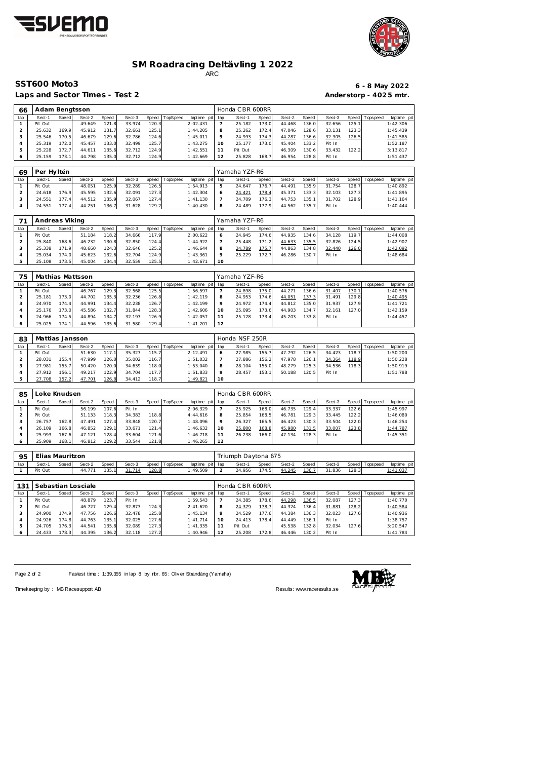# SM Roadracing Deltävling 1 2022

ARC

## SST600 Moto3

**6 - 8 May 2022**

**Laps and Sector Times - Test 2**

**Anderstorp - 4025 mtr.**

| 66 | Adam Bengtsson | | | | | | | | | Honda CBR 600RR | | | | | | | |
|---|---|---|---|---|---|---|---|---|---|---|---|---|---|---|---|---|---|
| lap | Sect-1 | Speed | Sect-2 | Speed | Sect-3 | Speed | TopSpeed | laptime pit | lap | Sect-1 | Speed | Sect-2 | Speed | Sect-3 | Speed | Topspeed | laptime pit |
| 1 | Pit Out | | 49.649 | 121.8 | 33.974 | 120.3 | | 2:02.431 | 7 | 25.182 | 173.0 | 44.468 | 136.0 | 32.656 | 125.1 | | 1:42.306 |
| 2 | 25.632 | 169.9 | 45.912 | 131.7 | 32.661 | 125.1 | | 1:44.205 | 8 | 25.262 | 172.4 | 47.046 | 128.6 | 33.131 | 123.3 | | 1:45.439 |
| 3 | 25.546 | 170.5 | 46.679 | 129.6 | 32.786 | 124.6 | | 1:45.011 | 9 | 24.993 | 174.3 | 44.287 | 136.6 | 32.305 | 126.5 | | 1:41.585 |
| 4 | 25.319 | 172.0 | 45.457 | 133.0 | 32.499 | 125.7 | | 1:43.275 | 10 | 25.177 | 173.0 | 45.404 | 133.2 | Pit In | | | 1:52.187 |
| 5 | 25.228 | 172.7 | 44.611 | 135.6 | 32.712 | 124.9 | | 1:42.551 | 11 | Pit Out | | 46.309 | 130.6 | 33.432 | 122.2 | | 3:13.817 |
| 6 | 25.159 | 173.1 | 44.798 | 135.0 | 32.712 | 124.9 | | 1:42.669 | 12 | 25.828 | 168.7 | 46.954 | 128.8 | Pit In | | | 1:51.437 |

| 69 | Per Hyltén | | | | | | | | | Yamaha YZF-R6 | | | | | | | |
|---|---|---|---|---|---|---|---|---|---|---|---|---|---|---|---|---|---|
| lap | Sect-1 | Speed | Sect-2 | Speed | Sect-3 | Speed | TopSpeed | laptime pit | lap | Sect-1 | Speed | Sect-2 | Speed | Sect-3 | Speed | Topspeed | laptime pit |
| 1 | Pit Out | | 48.051 | 125.9 | 32.289 | 126.5 | | 1:54.913 | 5 | 24.647 | 176.7 | 44.491 | 135.9 | 31.754 | 128.7 | | 1:40.892 |
| 2 | 24.618 | 176.9 | 45.595 | 132.6 | 32.091 | 127.3 | | 1:42.304 | 6 | 24.421 | 178.4 | 45.371 | 133.3 | 32.103 | 127.3 | | 1:41.895 |
| 3 | 24.551 | 177.4 | 44.512 | 135.9 | 32.067 | 127.4 | | 1:41.130 | 7 | 24.709 | 176.3 | 44.753 | 135.1 | 31.702 | 128.9 | | 1:41.164 |
| 4 | 24.551 | 177.4 | 44.251 | 136.7 | 31.628 | 129.2 | | 1:40.430 | 8 | 24.489 | 177.9 | 44.562 | 135.7 | Pit In | | | 1:40.444 |

| 71 | Andreas Viking | | | | | | | | | Yamaha YZF-R6 | | | | | | | |
|---|---|---|---|---|---|---|---|---|---|---|---|---|---|---|---|---|---|
| lap | Sect-1 | Speed | Sect-2 | Speed | Sect-3 | Speed | TopSpeed | laptime pit | lap | Sect-1 | Speed | Sect-2 | Speed | Sect-3 | Speed | Topspeed | laptime pit |
| 1 | Pit Out | | 51.184 | 118.2 | 34.666 | 117.9 | | 2:00.622 | 6 | 24.945 | 174.6 | 44.935 | 134.6 | 34.128 | 119.7 | | 1:44.008 |
| 2 | 25.840 | 168.6 | 46.232 | 130.8 | 32.850 | 124.4 | | 1:44.922 | 7 | 25.448 | 171.2 | 44.633 | 135.5 | 32.826 | 124.5 | | 1:42.907 |
| 3 | 25.338 | 171.9 | 48.660 | 124.3 | 32.646 | 125.2 | | 1:46.644 | 8 | 24.789 | 175.7 | 44.863 | 134.8 | 32.440 | 126.0 | | 1:42.092 |
| 4 | 25.034 | 174.0 | 45.623 | 132.6 | 32.704 | 124.9 | | 1:43.361 | 9 | 25.229 | 172.7 | 46.286 | 130.7 | Pit In | | | 1:48.684 |
| 5 | 25.108 | 173.5 | 45.004 | 134.4 | 32.559 | 125.5 | | 1:42.671 | 10 | | | | | | | | |

| 75 | Mathias Mattsson | | | | | | | | | Yamaha YZF-R6 | | | | | | | |
|---|---|---|---|---|---|---|---|---|---|---|---|---|---|---|---|---|---|
| lap | Sect-1 | Speed | Sect-2 | Speed | Sect-3 | Speed | TopSpeed | laptime pit | lap | Sect-1 | Speed | Sect-2 | Speed | Sect-3 | Speed | Topspeed | laptime pit |
| 1 | Pit Out | | 46.767 | 129.3 | 32.568 | 125.5 | | 1:56.597 | 7 | 24.898 | 175.0 | 44.271 | 136.6 | 31.407 | 130.1 | | 1:40.576 |
| 2 | 25.181 | 173.0 | 44.702 | 135.3 | 32.236 | 126.8 | | 1:42.119 | 8 | 24.953 | 174.6 | 44.051 | 137.3 | 31.491 | 129.8 | | 1:40.495 |
| 3 | 24.970 | 174.4 | 44.991 | 134.4 | 32.238 | 126.7 | | 1:42.199 | 9 | 24.972 | 174.4 | 44.812 | 135.0 | 31.937 | 127.9 | | 1:41.721 |
| 4 | 25.176 | 173.0 | 45.586 | 132.7 | 31.844 | 128.3 | | 1:42.606 | 10 | 25.095 | 173.6 | 44.903 | 134.7 | 32.161 | 127.0 | | 1:42.159 |
| 5 | 24.966 | 174.5 | 44.894 | 134.7 | 32.197 | 126.9 | | 1:42.057 | 11 | 25.128 | 173.4 | 45.203 | 133.8 | Pit In | | | 1:44.457 |
| 6 | 25.025 | 174.1 | 44.596 | 135.6 | 31.580 | 129.4 | | 1:41.201 | 12 | | | | | | | | |

| 83 | Mattias Jansson | | | | | | | | | Honda NSF 250R | | | | | | | |
|---|---|---|---|---|---|---|---|---|---|---|---|---|---|---|---|---|---|
| lap | Sect-1 | Speed | Sect-2 | Speed | Sect-3 | Speed | TopSpeed | laptime pit | lap | Sect-1 | Speed | Sect-2 | Speed | Sect-3 | Speed | Topspeed | laptime pit |
| 1 | Pit Out | | 51.630 | 117.1 | 35.327 | 115.7 | | 2:12.491 | 6 | 27.985 | 155.7 | 47.792 | 126.5 | 34.423 | 118.7 | | 1:50.200 |
| 2 | 28.031 | 155.4 | 47.999 | 126.0 | 35.002 | 116.7 | | 1:51.032 | 7 | 27.886 | 156.2 | 47.978 | 126.1 | 34.364 | 118.9 | | 1:50.228 |
| 3 | 27.981 | 155.7 | 50.420 | 120.0 | 34.639 | 118.0 | | 1:53.040 | 8 | 28.104 | 155.0 | 48.279 | 125.3 | 34.536 | 118.3 | | 1:50.919 |
| 4 | 27.912 | 156.1 | 49.217 | 122.9 | 34.704 | 117.7 | | 1:51.833 | 9 | 28.457 | 153.1 | 50.188 | 120.5 | Pit In | | | 1:51.788 |
| 5 | 27.708 | 157.2 | 47.701 | 126.8 | 34.412 | 118.7 | | 1:49.821 | 10 | | | | | | | | |

| 85 | Loke Knudsen | | | | | | | | | Honda CBR 600RR | | | | | | | |
|---|---|---|---|---|---|---|---|---|---|---|---|---|---|---|---|---|---|
| lap | Sect-1 | Speed | Sect-2 | Speed | Sect-3 | Speed | TopSpeed | laptime pit | lap | Sect-1 | Speed | Sect-2 | Speed | Sect-3 | Speed | Topspeed | laptime pit |
| 1 | Pit Out | | 56.199 | 107.6 | Pit In | | | 2:06.329 | 7 | 25.925 | 168.0 | 46.735 | 129.4 | 33.337 | 122.6 | | 1:45.997 |
| 2 | Pit Out | | 51.133 | 118.3 | 34.383 | 118.8 | | 4:44.616 | 8 | 25.854 | 168.5 | 46.781 | 129.3 | 33.445 | 122.2 | | 1:46.080 |
| 3 | 26.757 | 162.8 | 47.491 | 127.4 | 33.848 | 120.7 | | 1:48.096 | 9 | 26.327 | 165.5 | 46.423 | 130.3 | 33.504 | 122.0 | | 1:46.254 |
| 4 | 26.109 | 166.8 | 46.852 | 129.1 | 33.671 | 121.4 | | 1:46.632 | 10 | 25.800 | 168.8 | 45.980 | 131.5 | 33.007 | 123.8 | | 1:44.787 |
| 5 | 25.993 | 167.6 | 47.121 | 128.4 | 33.604 | 121.6 | | 1:46.718 | 11 | 26.238 | 166.0 | 47.134 | 128.3 | Pit In | | | 1:45.351 |
| 6 | 25.909 | 168.1 | 46.812 | 129.2 | 33.544 | 121.8 | | 1:46.265 | 12 | | | | | | | | |

| 95 | Elias Mauritzon | | | | | | | | | Triumph Daytona 675 | | | | | | | |
|---|---|---|---|---|---|---|---|---|---|---|---|---|---|---|---|---|---|
| lap | Sect-1 | Speed | Sect-2 | Speed | Sect-3 | Speed | TopSpeed | laptime pit | lap | Sect-1 | Speed | Sect-2 | Speed | Sect-3 | Speed | Topspeed | laptime pit |
| 1 | Pit Out | | 44.771 | 135.1 | 31.714 | 128.8 | | 1:49.509 | 2 | 24.956 | 174.5 | 44.245 | 136.7 | 31.836 | 128.3 | | 1:41.037 |

| 131 | Sebastian Losciale | | | | | | | | | Honda CBR 600RR | | | | | | | |
|---|---|---|---|---|---|---|---|---|---|---|---|---|---|---|---|---|---|
| lap | Sect-1 | Speed | Sect-2 | Speed | Sect-3 | Speed | TopSpeed | laptime pit | lap | Sect-1 | Speed | Sect-2 | Speed | Sect-3 | Speed | Topspeed | laptime pit |
| 1 | Pit Out | | 48.879 | 123.7 | Pit In | | | 1:59.543 | 7 | 24.385 | 178.6 | 44.298 | 136.5 | 32.087 | 127.3 | | 1:40.770 |
| 2 | Pit Out | | 46.727 | 129.4 | 32.873 | 124.3 | | 2:41.620 | 8 | 24.379 | 178.7 | 44.324 | 136.4 | 31.881 | 128.2 | | 1:40.584 |
| 3 | 24.900 | 174.8 | 47.756 | 126.6 | 32.478 | 125.8 | | 1:45.134 | 9 | 24.529 | 177.6 | 44.384 | 136.3 | 32.023 | 127.6 | | 1:40.936 |
| 4 | 24.926 | 174.6 | 44.763 | 135.1 | 32.025 | 127.6 | | 1:41.714 | 10 | 24.413 | 178.4 | 44.449 | 136.1 | Pit In | | | 1:38.757 |
| 5 | 24.705 | 176.3 | 44.541 | 135.8 | 32.089 | 127.3 | | 1:41.335 | 11 | Pit Out | | 45.538 | 132.8 | 32.034 | 127.6 | | 3:20.547 |
| 6 | 24.433 | 178.3 | 44.395 | 136.2 | 32.118 | 127.2 | | 1:40.946 | 12 | 25.208 | 172.8 | 46.446 | 130.2 | Pit In | | | 1:41.784 |

Fastest time : 1:39.355 in lap 8 by nbr. 65 : Oliver Strandäng (Yamaha)

Timekeeping by : MB Racesupport AB

Results: www.raceresults.se